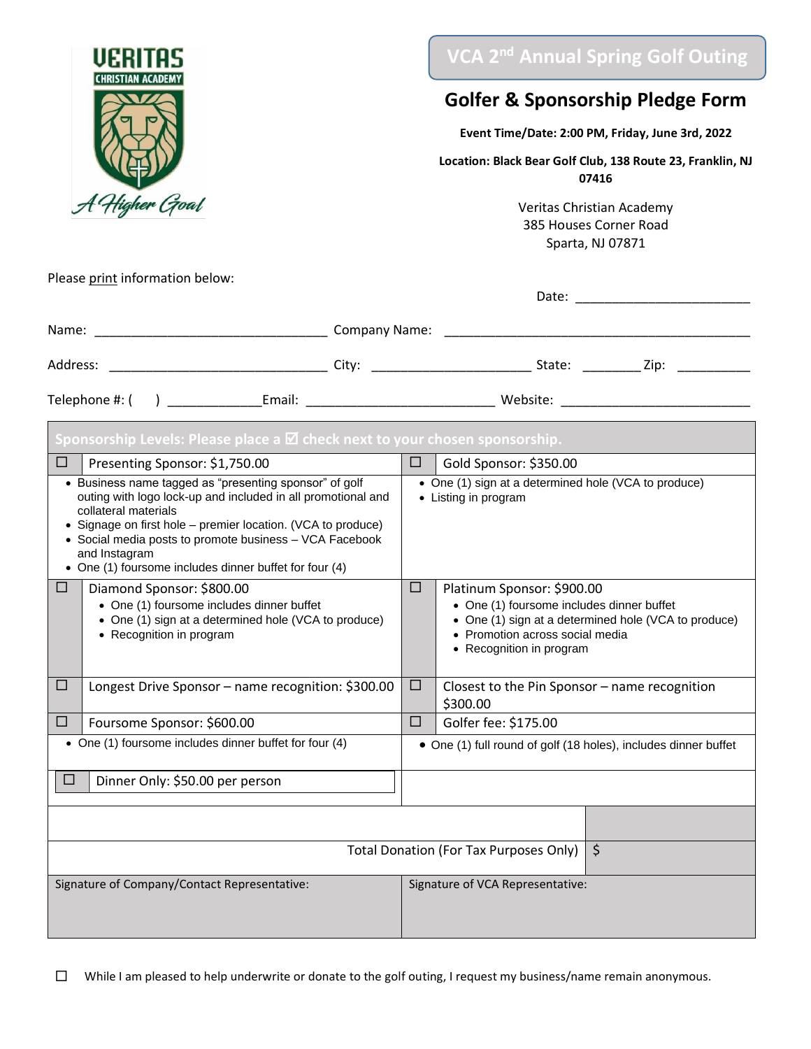VERITAS CHRISTIAN ACADEMY

A Higher Goal

# VCA 2nd Annual Spring Golf Outing

## Golfer & Sponsorship Pledge Form

**Event Time/Date: 2:00 PM, Friday, June 3rd, 2022**

**Location: Black Bear Golf Club, 138 Route 23, Franklin, NJ 07416**

Veritas Christian Academy
385 Houses Corner Road
Sparta, NJ 07871

Please print information below:

Date: ________________________

Name: ________________________________ Company Name: __________________________________________

Address: ______________________________ City: ______________________ State: ________ Zip: __________

Telephone #: (     ) ____________Email: _________________________ Website: _________________________

**Sponsorship Levels: Please place a ☑ check next to your chosen sponsorship.**

| | | | |
|---|---|---|---|
| ☐ | Presenting Sponsor: $1,750.00 | ☐ | Gold Sponsor: $350.00 |
| | • Business name tagged as "presenting sponsor" of golf outing with logo lock-up and included in all promotional and collateral materials<br>• Signage on first hole – premier location. (VCA to produce)<br>• Social media posts to promote business – VCA Facebook and Instagram<br>• One (1) foursome includes dinner buffet for four (4) | | • One (1) sign at a determined hole (VCA to produce)<br>• Listing in program |
| ☐ | Diamond Sponsor: $800.00<br>• One (1) foursome includes dinner buffet<br>• One (1) sign at a determined hole (VCA to produce)<br>• Recognition in program | ☐ | Platinum Sponsor: $900.00<br>• One (1) foursome includes dinner buffet<br>• One (1) sign at a determined hole (VCA to produce)<br>• Promotion across social media<br>• Recognition in program |
| ☐ | Longest Drive Sponsor – name recognition: $300.00 | ☐ | Closest to the Pin Sponsor – name recognition $300.00 |
| ☐ | Foursome Sponsor: $600.00 | ☐ | Golfer fee: $175.00 |
| | • One (1) foursome includes dinner buffet for four (4) | | • One (1) full round of golf (18 holes), includes dinner buffet |
| ☐ | Dinner Only: $50.00 per person | | |
| | Total Donation (For Tax Purposes Only) | | $ |
| | Signature of Company/Contact Representative: | | Signature of VCA Representative: |

☐ While I am pleased to help underwrite or donate to the golf outing, I request my business/name remain anonymous.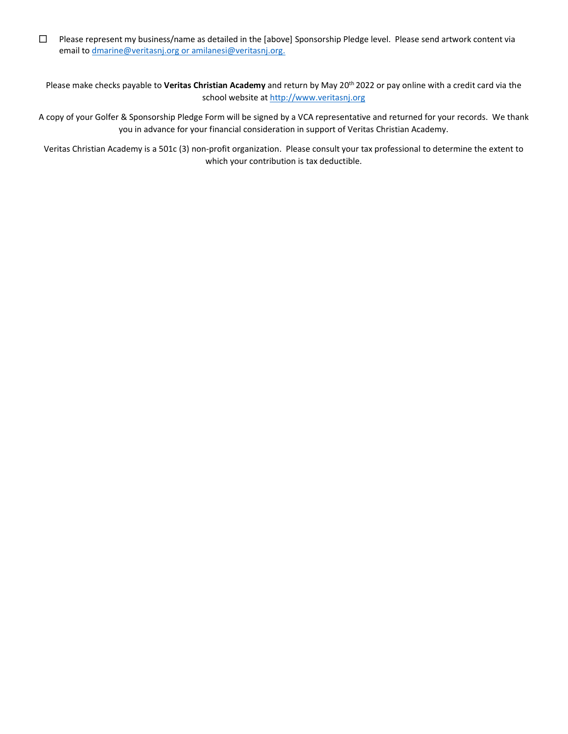☐ Please represent my business/name as detailed in the [above] Sponsorship Pledge level. Please send artwork content via email to dmarine@veritasnj.org or amilanesi@veritasnj.org.

Please make checks payable to **Veritas Christian Academy** and return by May 20th 2022 or pay online with a credit card via the school website at http://www.veritasnj.org

A copy of your Golfer & Sponsorship Pledge Form will be signed by a VCA representative and returned for your records. We thank you in advance for your financial consideration in support of Veritas Christian Academy.

Veritas Christian Academy is a 501c (3) non-profit organization. Please consult your tax professional to determine the extent to which your contribution is tax deductible.